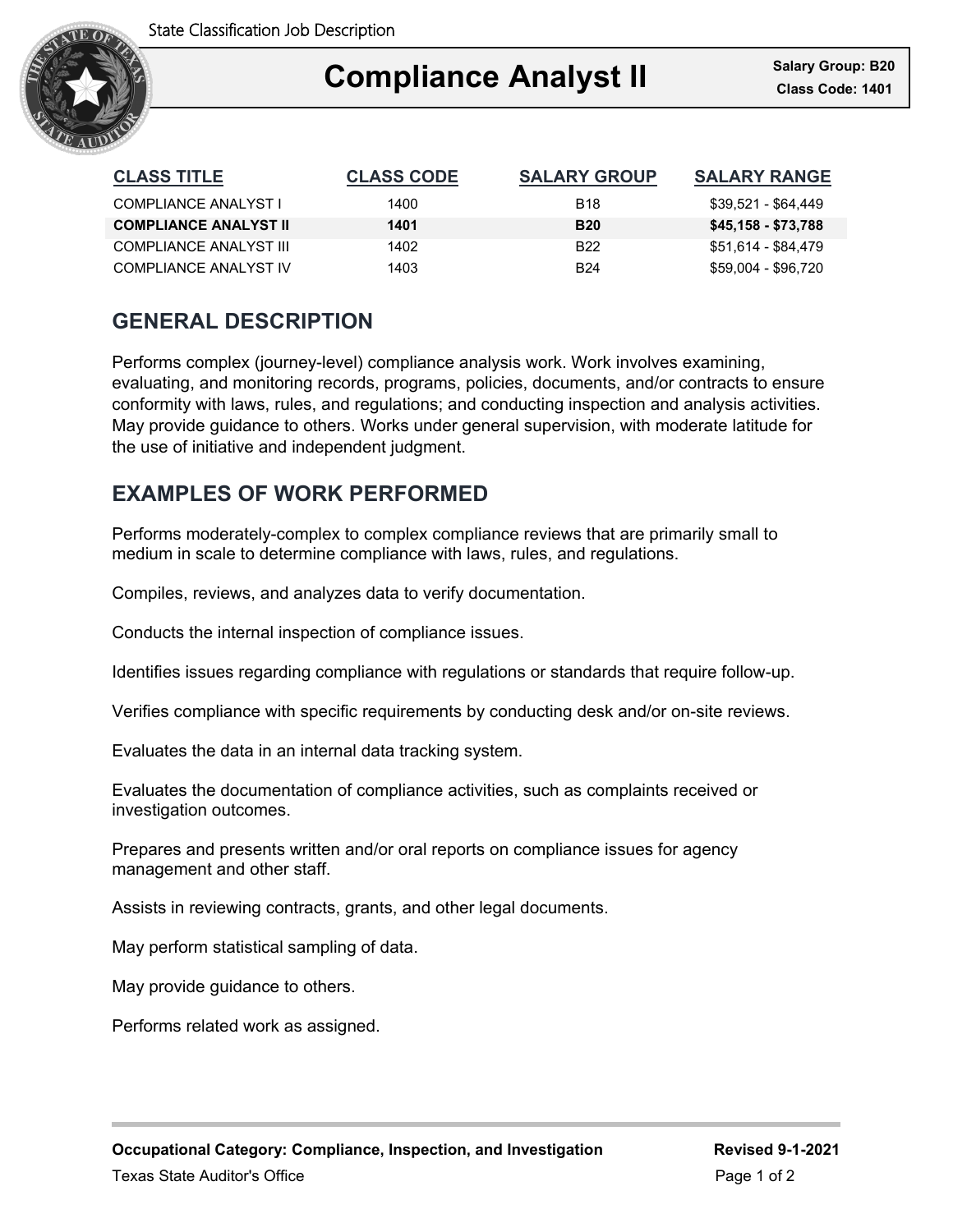State Classification Job Description

# Compliance Analyst II

**Salary Group: B20**
**Class Code: 1401**

| CLASS TITLE | CLASS CODE | SALARY GROUP | SALARY RANGE |
|---|---|---|---|
| COMPLIANCE ANALYST I | 1400 | B18 | $39,521 - $64,449 |
| **COMPLIANCE ANALYST II** | **1401** | **B20** | **$45,158 - $73,788** |
| COMPLIANCE ANALYST III | 1402 | B22 | $51,614 - $84,479 |
| COMPLIANCE ANALYST IV | 1403 | B24 | $59,004 - $96,720 |

## GENERAL DESCRIPTION

Performs complex (journey-level) compliance analysis work. Work involves examining, evaluating, and monitoring records, programs, policies, documents, and/or contracts to ensure conformity with laws, rules, and regulations; and conducting inspection and analysis activities. May provide guidance to others. Works under general supervision, with moderate latitude for the use of initiative and independent judgment.

## EXAMPLES OF WORK PERFORMED

Performs moderately-complex to complex compliance reviews that are primarily small to medium in scale to determine compliance with laws, rules, and regulations.

Compiles, reviews, and analyzes data to verify documentation.

Conducts the internal inspection of compliance issues.

Identifies issues regarding compliance with regulations or standards that require follow-up.

Verifies compliance with specific requirements by conducting desk and/or on-site reviews.

Evaluates the data in an internal data tracking system.

Evaluates the documentation of compliance activities, such as complaints received or investigation outcomes.

Prepares and presents written and/or oral reports on compliance issues for agency management and other staff.

Assists in reviewing contracts, grants, and other legal documents.

May perform statistical sampling of data.

May provide guidance to others.

Performs related work as assigned.

**Occupational Category: Compliance, Inspection, and Investigation**
Texas State Auditor's Office

**Revised 9-1-2021**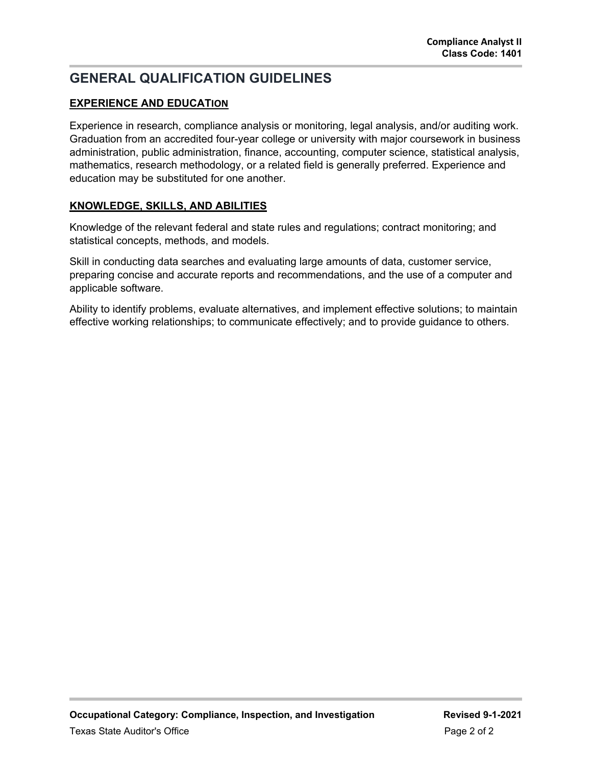## GENERAL QUALIFICATION GUIDELINES

### EXPERIENCE AND EDUCATION

Experience in research, compliance analysis or monitoring, legal analysis, and/or auditing work. Graduation from an accredited four-year college or university with major coursework in business administration, public administration, finance, accounting, computer science, statistical analysis, mathematics, research methodology, or a related field is generally preferred. Experience and education may be substituted for one another.

### KNOWLEDGE, SKILLS, AND ABILITIES

Knowledge of the relevant federal and state rules and regulations; contract monitoring; and statistical concepts, methods, and models.

Skill in conducting data searches and evaluating large amounts of data, customer service, preparing concise and accurate reports and recommendations, and the use of a computer and applicable software.

Ability to identify problems, evaluate alternatives, and implement effective solutions; to maintain effective working relationships; to communicate effectively; and to provide guidance to others.